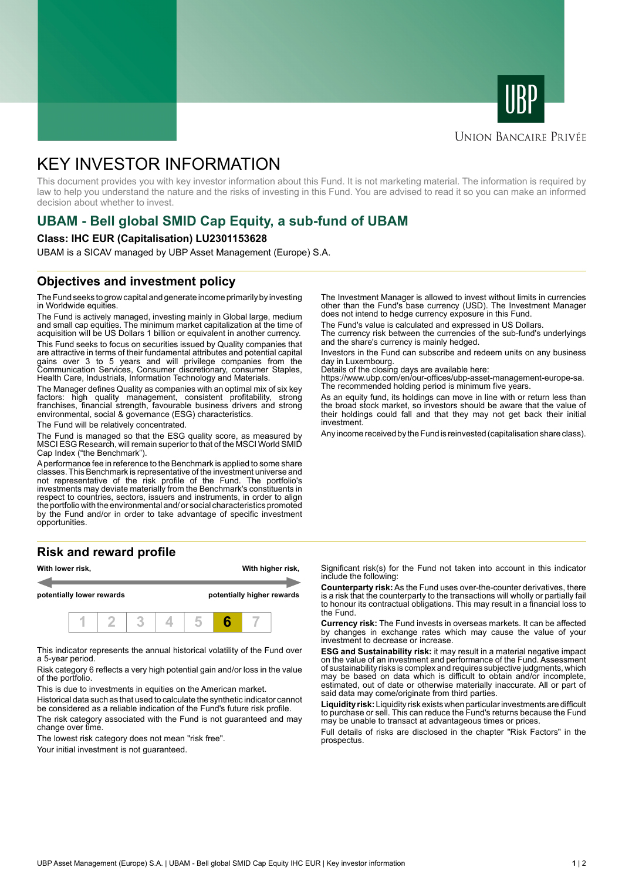# KEY INVESTOR INFORMATION

This document provides you with key investor information about this Fund. It is not marketing material. The information is required by law to help you understand the nature and the risks of investing in this Fund. You are advised to read it so you can make an informed decision about whether to invest.

## UBAM - Bell global SMID Cap Equity, a sub-fund of UBAM

**Class: IHC EUR (Capitalisation) LU2301153628**

UBAM is a SICAV managed by UBP Asset Management (Europe) S.A.

## Objectives and investment policy

The Fund seeks to grow capital and generate income primarily by investing in Worldwide equities.

The Fund is actively managed, investing mainly in Global large, medium and small cap equities. The minimum market capitalization at the time of acquisition will be US Dollars 1 billion or equivalent in another currency.

This Fund seeks to focus on securities issued by Quality companies that are attractive in terms of their fundamental attributes and potential capital gains over 3 to 5 years and will privilege companies from the Communication Services, Consumer discretionary, consumer Staples, Health Care, Industrials, Information Technology and Materials.

The Manager defines Quality as companies with an optimal mix of six key factors: high quality management, consistent profitability, strong franchises, financial strength, favourable business drivers and strong environmental, social & governance (ESG) characteristics.

The Fund will be relatively concentrated.

The Fund is managed so that the ESG quality score, as measured by MSCI ESG Research, will remain superior to that of the MSCI World SMID Cap Index ("the Benchmark").

A performance fee in reference to the Benchmark is applied to some share classes. This Benchmark is representative of the investment universe and not representative of the risk profile of the Fund. The portfolio's investments may deviate materially from the Benchmark's constituents in respect to countries, sectors, issuers and instruments, in order to align the portfolio with the environmental and/ or social characteristics promoted by the Fund and/or in order to take advantage of specific investment opportunities.

The Investment Manager is allowed to invest without limits in currencies other than the Fund's base currency (USD). The Investment Manager does not intend to hedge currency exposure in this Fund.

The Fund's value is calculated and expressed in US Dollars.

The currency risk between the currencies of the sub-fund's underlyings and the share's currency is mainly hedged.

Investors in the Fund can subscribe and redeem units on any business day in Luxembourg.

Details of the closing days are available here:
https://www.ubp.com/en/our-offices/ubp-asset-management-europe-sa.

The recommended holding period is minimum five years.

As an equity fund, its holdings can move in line with or return less than the broad stock market, so investors should be aware that the value of their holdings could fall and that they may not get back their initial investment.

Any income received by the Fund is reinvested (capitalisation share class).

## Risk and reward profile

**With lower risk,** ← → **With higher risk,**

**potentially lower rewards** — **potentially higher rewards**

| 1 | 2 | 3 | 4 | 5 | **6** | 7 |
|---|---|---|---|---|---|---|

This indicator represents the annual historical volatility of the Fund over a 5-year period.

Risk category 6 reflects a very high potential gain and/or loss in the value of the portfolio.

This is due to investments in equities on the American market.

Historical data such as that used to calculate the synthetic indicator cannot be considered as a reliable indication of the Fund's future risk profile.

The risk category associated with the Fund is not guaranteed and may change over time.

The lowest risk category does not mean "risk free".

Your initial investment is not guaranteed.

Significant risk(s) for the Fund not taken into account in this indicator include the following:

**Counterparty risk:** As the Fund uses over-the-counter derivatives, there is a risk that the counterparty to the transactions will wholly or partially fail to honour its contractual obligations. This may result in a financial loss to the Fund.

**Currency risk:** The Fund invests in overseas markets. It can be affected by changes in exchange rates which may cause the value of your investment to decrease or increase.

**ESG and Sustainability risk:** it may result in a material negative impact on the value of an investment and performance of the Fund. Assessment of sustainability risks is complex and requires subjective judgments, which may be based on data which is difficult to obtain and/or incomplete, estimated, out of date or otherwise materially inaccurate. All or part of said data may come/originate from third parties.

**Liquidity risk:** Liquidity risk exists when particular investments are difficult to purchase or sell. This can reduce the Fund's returns because the Fund may be unable to transact at advantageous times or prices.

Full details of risks are disclosed in the chapter "Risk Factors" in the prospectus.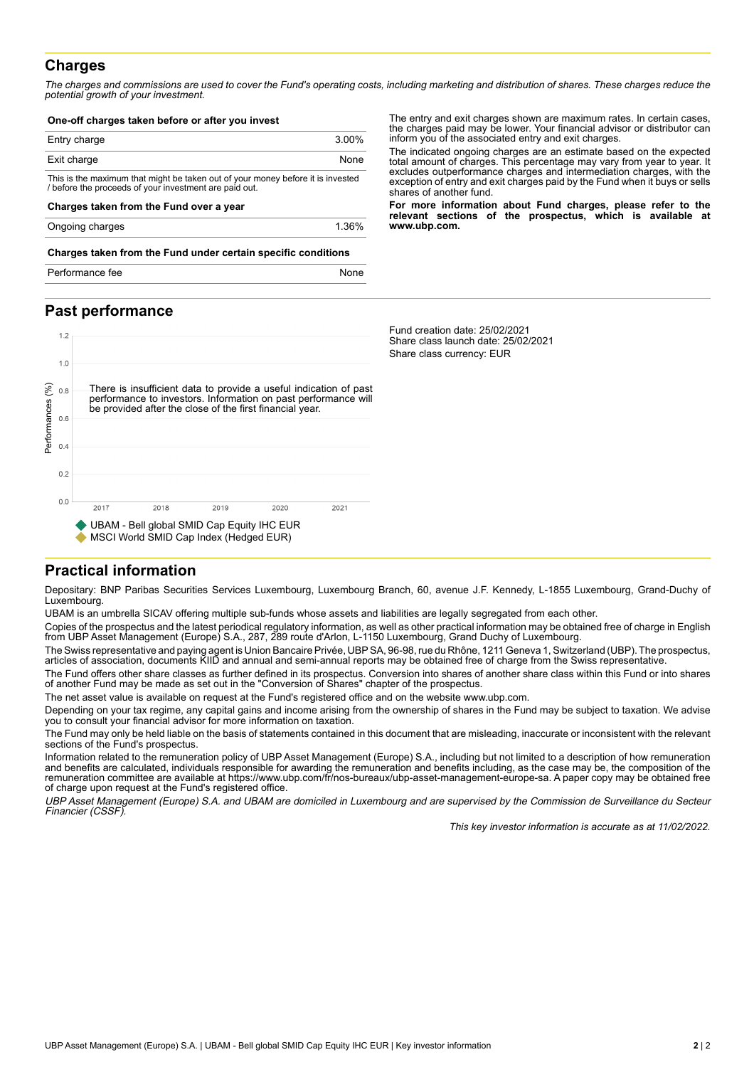## Charges

*The charges and commissions are used to cover the Fund's operating costs, including marketing and distribution of shares. These charges reduce the potential growth of your investment.*

| **One-off charges taken before or after you invest** | |
|---|---|
| Entry charge | 3.00% |
| Exit charge | None |

This is the maximum that might be taken out of your money before it is invested / before the proceeds of your investment are paid out.

| **Charges taken from the Fund over a year** | |
|---|---|
| Ongoing charges | 1.36% |

| **Charges taken from the Fund under certain specific conditions** | |
|---|---|
| Performance fee | None |

The entry and exit charges shown are maximum rates. In certain cases, the charges paid may be lower. Your financial advisor or distributor can inform you of the associated entry and exit charges.

The indicated ongoing charges are an estimate based on the expected total amount of charges. This percentage may vary from year to year. It excludes outperformance charges and intermediation charges, with the exception of entry and exit charges paid by the Fund when it buys or sells shares of another fund.

**For more information about Fund charges, please refer to the relevant sections of the prospectus, which is available at www.ubp.com.**

## Past performance

1.2
1.0
0.8
0.6
0.4
0.2
0.0
Performances (%)
2017
2018
2019
2020
2021

There is insufficient data to provide a useful indication of past performance to investors. Information on past performance will be provided after the close of the first financial year.

UBAM - Bell global SMID Cap Equity IHC EUR
MSCI World SMID Cap Index (Hedged EUR)

Fund creation date: 25/02/2021
Share class launch date: 25/02/2021
Share class currency: EUR

## Practical information

Depositary: BNP Paribas Securities Services Luxembourg, Luxembourg Branch, 60, avenue J.F. Kennedy, L-1855 Luxembourg, Grand-Duchy of Luxembourg.

UBAM is an umbrella SICAV offering multiple sub-funds whose assets and liabilities are legally segregated from each other.

Copies of the prospectus and the latest periodical regulatory information, as well as other practical information may be obtained free of charge in English from UBP Asset Management (Europe) S.A., 287, 289 route d'Arlon, L-1150 Luxembourg, Grand Duchy of Luxembourg.

The Swiss representative and paying agent is Union Bancaire Privée, UBP SA, 96-98, rue du Rhône, 1211 Geneva 1, Switzerland (UBP). The prospectus, articles of association, documents KIID and annual and semi-annual reports may be obtained free of charge from the Swiss representative.

The Fund offers other share classes as further defined in its prospectus. Conversion into shares of another share class within this Fund or into shares of another Fund may be made as set out in the "Conversion of Shares" chapter of the prospectus.

The net asset value is available on request at the Fund's registered office and on the website www.ubp.com.

Depending on your tax regime, any capital gains and income arising from the ownership of shares in the Fund may be subject to taxation. We advise you to consult your financial advisor for more information on taxation.

The Fund may only be held liable on the basis of statements contained in this document that are misleading, inaccurate or inconsistent with the relevant sections of the Fund's prospectus.

Information related to the remuneration policy of UBP Asset Management (Europe) S.A., including but not limited to a description of how remuneration and benefits are calculated, individuals responsible for awarding the remuneration and benefits including, as the case may be, the composition of the remuneration committee are available at https://www.ubp.com/fr/nos-bureaux/ubp-asset-management-europe-sa. A paper copy may be obtained free of charge upon request at the Fund's registered office.

*UBP Asset Management (Europe) S.A. and UBAM are domiciled in Luxembourg and are supervised by the Commission de Surveillance du Secteur Financier (CSSF).*

*This key investor information is accurate as at 11/02/2022.*